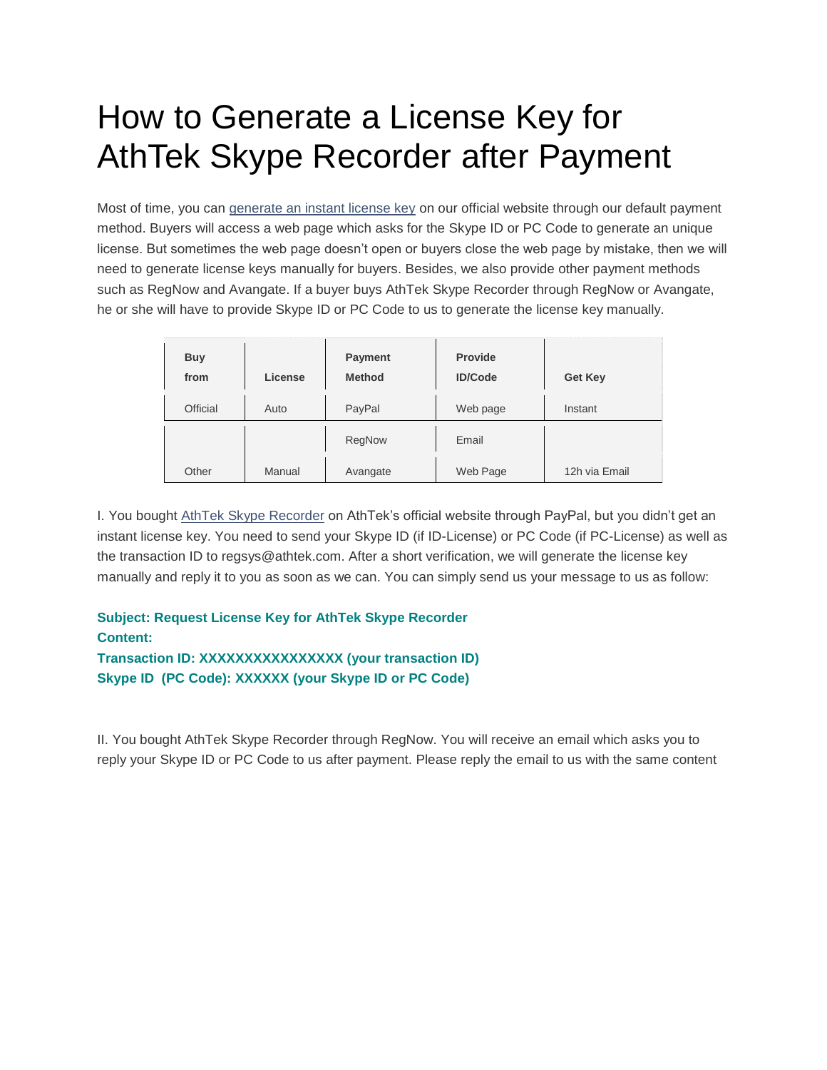# How to Generate a License Key for AthTek Skype Recorder after Payment

Most of time, you can generate an instant license key on our official website through our default payment method. Buyers will access a web page which asks for the Skype ID or PC Code to generate an unique license. But sometimes the web page doesn't open or buyers close the web page by mistake, then we will need to generate license keys manually for buyers. Besides, we also provide other payment methods such as RegNow and Avangate. If a buyer buys AthTek Skype Recorder through RegNow or Avangate, he or she will have to provide Skype ID or PC Code to us to generate the license key manually.

| Buy from | License | Payment Method | Provide ID/Code | Get Key |
|---|---|---|---|---|
| Official | Auto | PayPal | Web page | Instant |
| | | RegNow | Email | |
| Other | Manual | Avangate | Web Page | 12h via Email |

I. You bought AthTek Skype Recorder on AthTek's official website through PayPal, but you didn't get an instant license key. You need to send your Skype ID (if ID-License) or PC Code (if PC-License) as well as the transaction ID to regsys@athtek.com. After a short verification, we will generate the license key manually and reply it to you as soon as we can. You can simply send us your message to us as follow:

**Subject: Request License Key for AthTek Skype Recorder**
**Content:**
**Transaction ID: XXXXXXXXXXXXXXXX (your transaction ID)**
**Skype ID (PC Code): XXXXXX (your Skype ID or PC Code)**

II. You bought AthTek Skype Recorder through RegNow. You will receive an email which asks you to reply your Skype ID or PC Code to us after payment. Please reply the email to us with the same content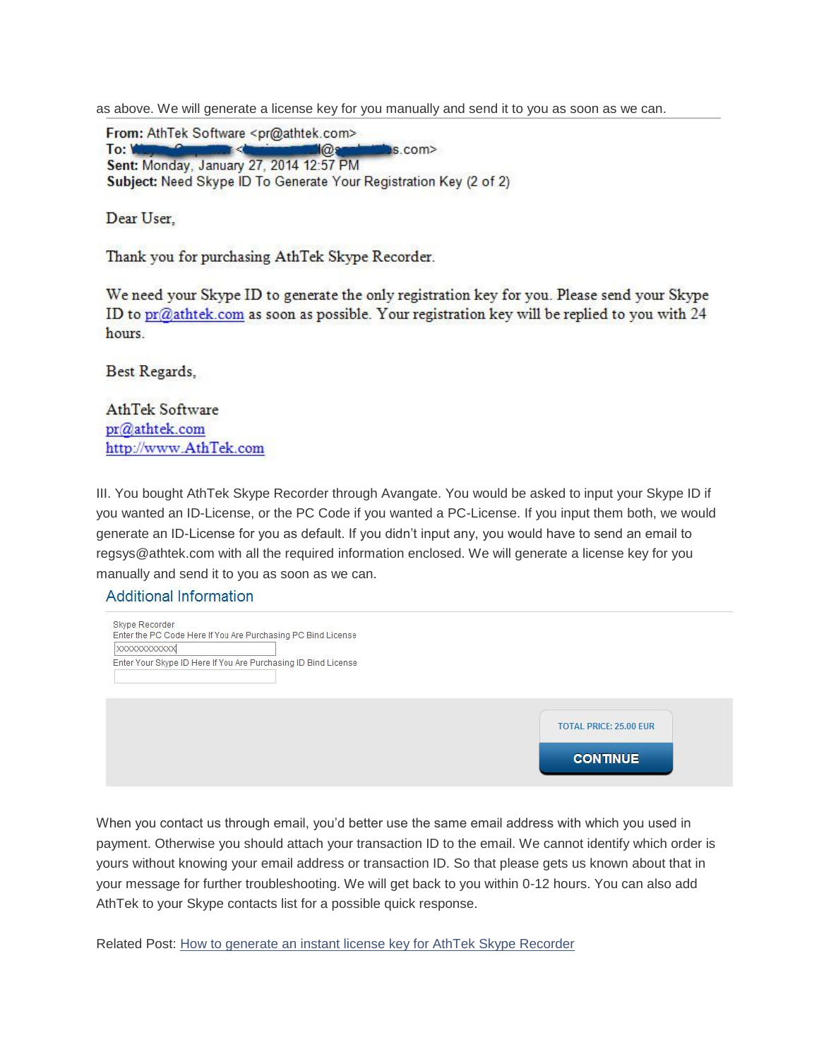as above. We will generate a license key for you manually and send it to you as soon as we can.

**From:** AthTek Software <pr@athtek.com>
**To:** [redacted] <[redacted]@[redacted]s.com>
**Sent:** Monday, January 27, 2014 12:57 PM
**Subject:** Need Skype ID To Generate Your Registration Key (2 of 2)

Dear User,

Thank you for purchasing AthTek Skype Recorder.

We need your Skype ID to generate the only registration key for you. Please send your Skype ID to pr@athtek.com as soon as possible. Your registration key will be replied to you with 24 hours.

Best Regards,

AthTek Software
pr@athtek.com
http://www.AthTek.com

III. You bought AthTek Skype Recorder through Avangate. You would be asked to input your Skype ID if you wanted an ID-License, or the PC Code if you wanted a PC-License. If you input them both, we would generate an ID-License for you as default. If you didn't input any, you would have to send an email to regsys@athtek.com with all the required information enclosed. We will generate a license key for you manually and send it to you as soon as we can.

## Additional Information

Skype Recorder
Enter the PC Code Here If You Are Purchasing PC Bind License
xxxxxxxxxxxx
Enter Your Skype ID Here If You Are Purchasing ID Bind License

TOTAL PRICE: 25.00 EUR
CONTINUE

When you contact us through email, you'd better use the same email address with which you used in payment. Otherwise you should attach your transaction ID to the email. We cannot identify which order is yours without knowing your email address or transaction ID. So that please gets us known about that in your message for further troubleshooting. We will get back to you within 0-12 hours. You can also add AthTek to your Skype contacts list for a possible quick response.

Related Post: How to generate an instant license key for AthTek Skype Recorder